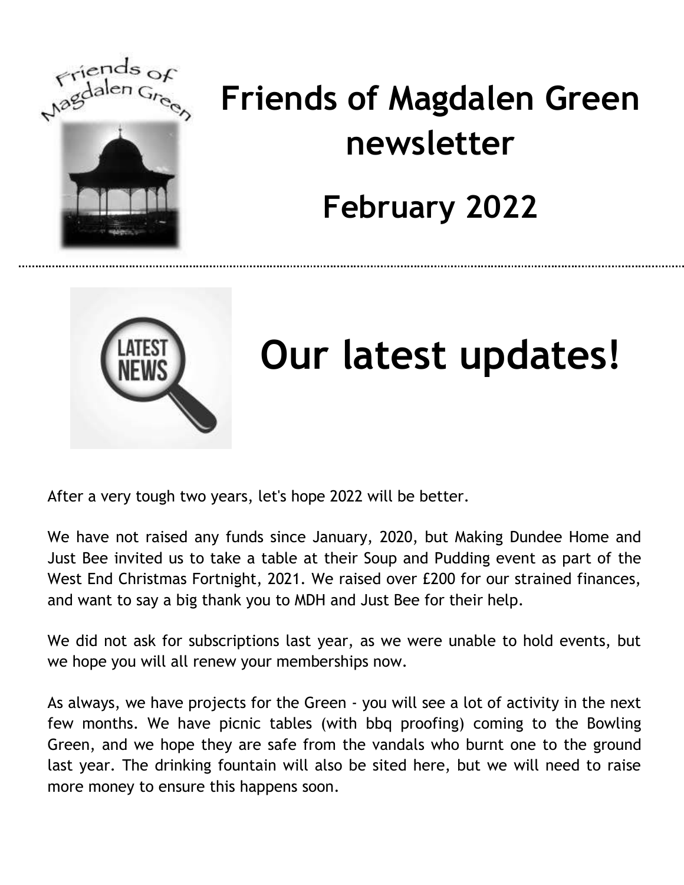# Friends of Magdalen Green newsletter

## February 2022

# Our latest updates!

After a very tough two years, let's hope 2022 will be better.

We have not raised any funds since January, 2020, but Making Dundee Home and Just Bee invited us to take a table at their Soup and Pudding event as part of the West End Christmas Fortnight, 2021. We raised over £200 for our strained finances, and want to say a big thank you to MDH and Just Bee for their help.

We did not ask for subscriptions last year, as we were unable to hold events, but we hope you will all renew your memberships now.

As always, we have projects for the Green - you will see a lot of activity in the next few months. We have picnic tables (with bbq proofing) coming to the Bowling Green, and we hope they are safe from the vandals who burnt one to the ground last year. The drinking fountain will also be sited here, but we will need to raise more money to ensure this happens soon.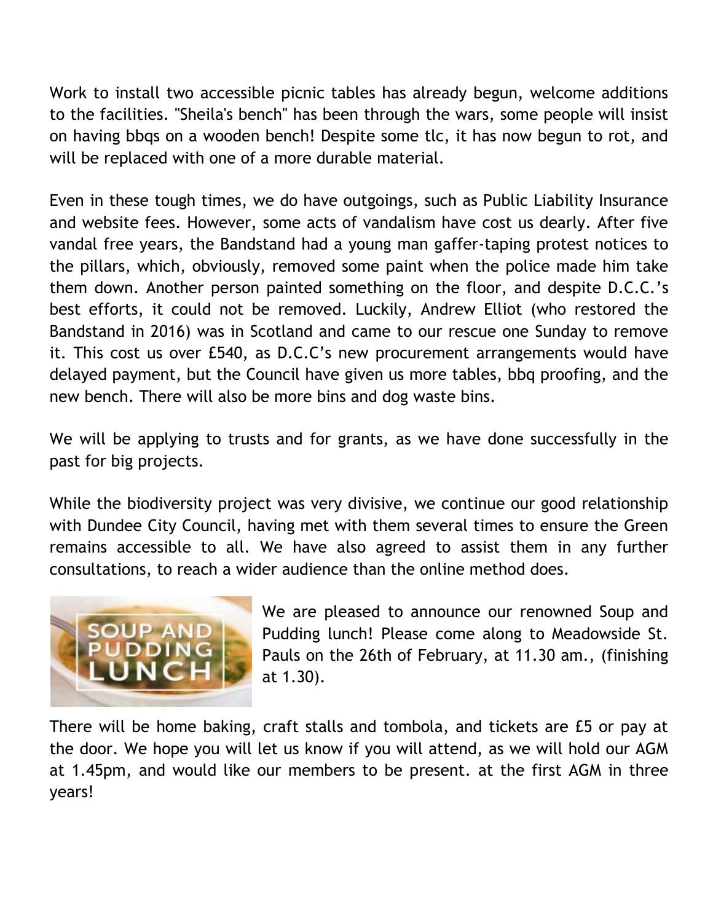Work to install two accessible picnic tables has already begun, welcome additions to the facilities. "Sheila's bench" has been through the wars, some people will insist on having bbqs on a wooden bench! Despite some tlc, it has now begun to rot, and will be replaced with one of a more durable material.

Even in these tough times, we do have outgoings, such as Public Liability Insurance and website fees. However, some acts of vandalism have cost us dearly. After five vandal free years, the Bandstand had a young man gaffer-taping protest notices to the pillars, which, obviously, removed some paint when the police made him take them down. Another person painted something on the floor, and despite D.C.C.'s best efforts, it could not be removed. Luckily, Andrew Elliot (who restored the Bandstand in 2016) was in Scotland and came to our rescue one Sunday to remove it. This cost us over £540, as D.C.C's new procurement arrangements would have delayed payment, but the Council have given us more tables, bbq proofing, and the new bench. There will also be more bins and dog waste bins.

We will be applying to trusts and for grants, as we have done successfully in the past for big projects.

While the biodiversity project was very divisive, we continue our good relationship with Dundee City Council, having met with them several times to ensure the Green remains accessible to all. We have also agreed to assist them in any further consultations, to reach a wider audience than the online method does.

SOUP AND PUDDING LUNCH

We are pleased to announce our renowned Soup and Pudding lunch! Please come along to Meadowside St. Pauls on the 26th of February, at 11.30 am., (finishing at 1.30).

There will be home baking, craft stalls and tombola, and tickets are £5 or pay at the door. We hope you will let us know if you will attend, as we will hold our AGM at 1.45pm, and would like our members to be present. at the first AGM in three years!